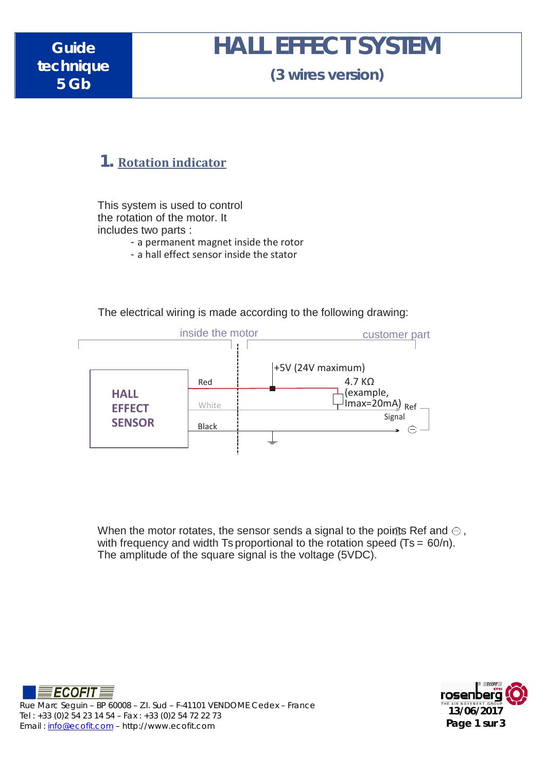# HALL EFFECT SYSTEM

**(3 wires version)**

**Guide technique 5 Gb**

## 1. Rotation indicator

This system is used to control the rotation of the motor. It includes two parts :

- a permanent magnet inside the rotor
- a hall effect sensor inside the stator

The electrical wiring is made according to the following drawing:

inside the motor | customer part

HALL EFFECT SENSOR

Red
White
Black

+5V (24V maximum)

4.7 KΩ (example, Imax=20mA)

Ref

Signal

⊖

When the motor rotates, the sensor sends a signal to the points Ref and ⊖, with frequency and width Ts proportional to the rotation speed (Ts = 60/n). The amplitude of the square signal is the voltage (5VDC).

Rue Marc Seguin – BP 60008 – Z.I. Sud – F-41101 VENDOME Cedex – France
Tel : +33 (0)2 54 23 14 54 – Fax : +33 (0)2 54 72 22 73
Email : info@ecofit.com – http://www.ecofit.com

13/06/2017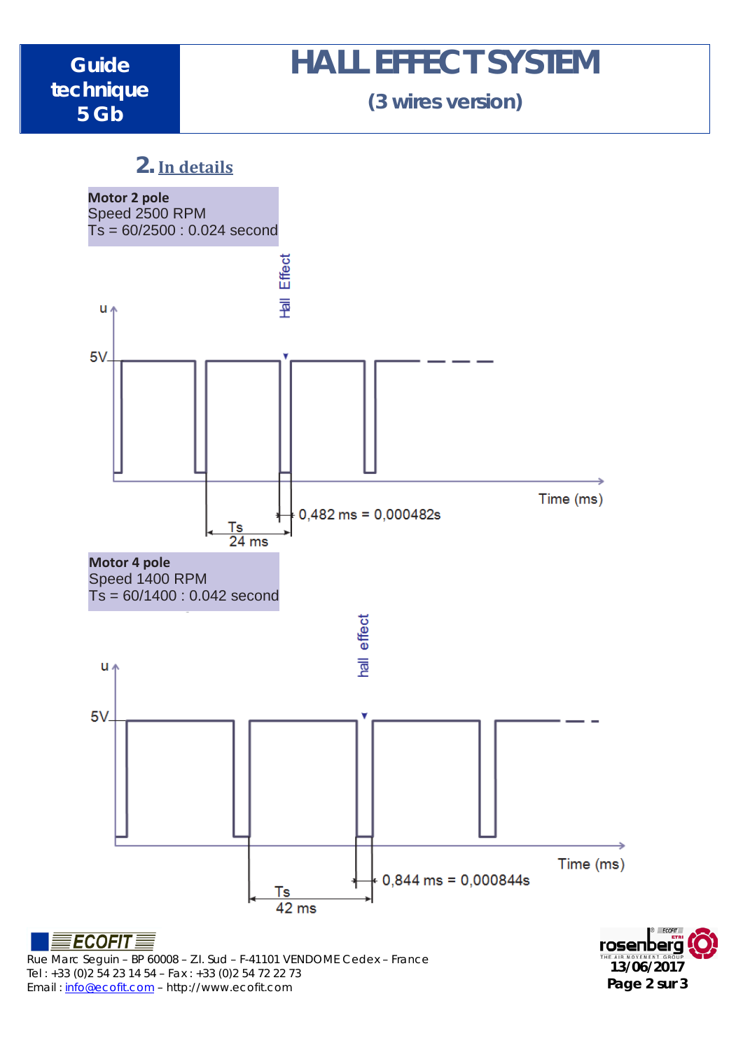## 2. In details

**Motor 2 pole**
Speed 2500 RPM
Ts = 60/2500 : 0.024 second

Hall Effect

u

5V

Time (ms)

0,482 ms = 0,000482s

Ts
24 ms

**Motor 4 pole**
Speed 1400 RPM
Ts = 60/1400 : 0.042 second

hall effect

u

5V

Time (ms)

0,844 ms = 0,000844s

Ts
42 ms

ECOFIT
Rue Marc Seguin – BP 60008 – Z.I. Sud – F-41101 VENDOME Cedex – France
Tel : +33 (0)2 54 23 14 54 – Fax : +33 (0)2 54 72 22 73
Email : info@ecofit.com – http://www.ecofit.com

rosenberg
13/06/2017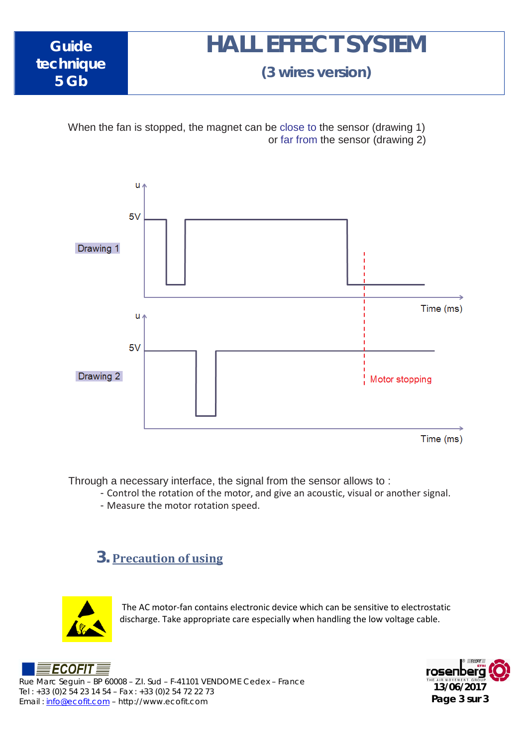When the fan is stopped, the magnet can be close to the sensor (drawing 1) or far from the sensor (drawing 2)

Drawing 1

u

5V

Time (ms)

Drawing 2

u

5V

Motor stopping

Time (ms)

Through a necessary interface, the signal from the sensor allows to :

- Control the rotation of the motor, and give an acoustic, visual or another signal.
- Measure the motor rotation speed.

## 3. Precaution of using

The AC motor-fan contains electronic device which can be sensitive to electrostatic discharge. Take appropriate care especially when handling the low voltage cable.